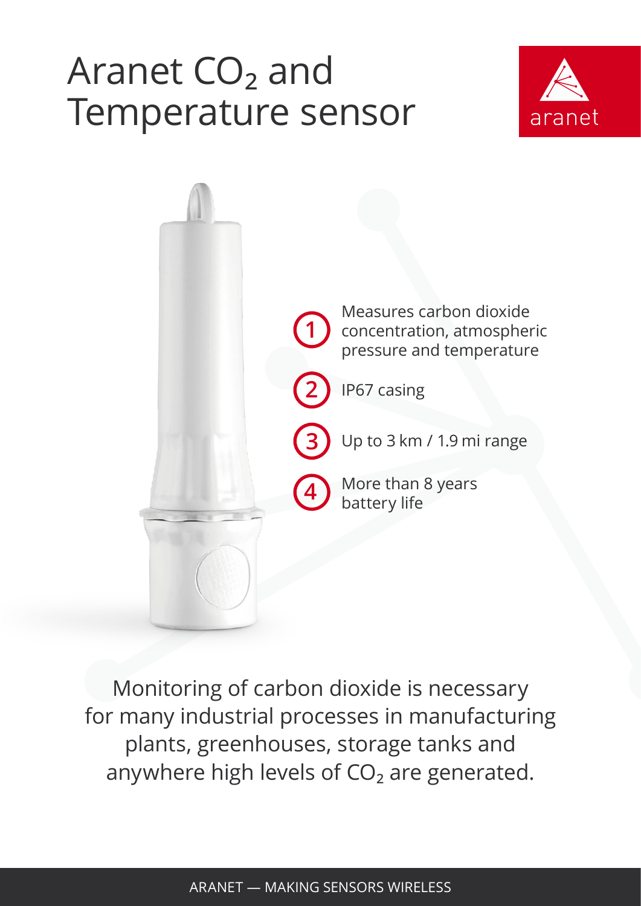# Aranet $CO_2$ and Temperature sensor

1. Measures carbon dioxide concentration, atmospheric pressure and temperature
2. IP67 casing
3. Up to 3 km / 1.9 mi range
4. More than 8 years battery life

Monitoring of carbon dioxide is necessary for many industrial processes in manufacturing plants, greenhouses, storage tanks and anywhere high levels of $CO_2$ are generated.

ARANET — MAKING SENSORS WIRELESS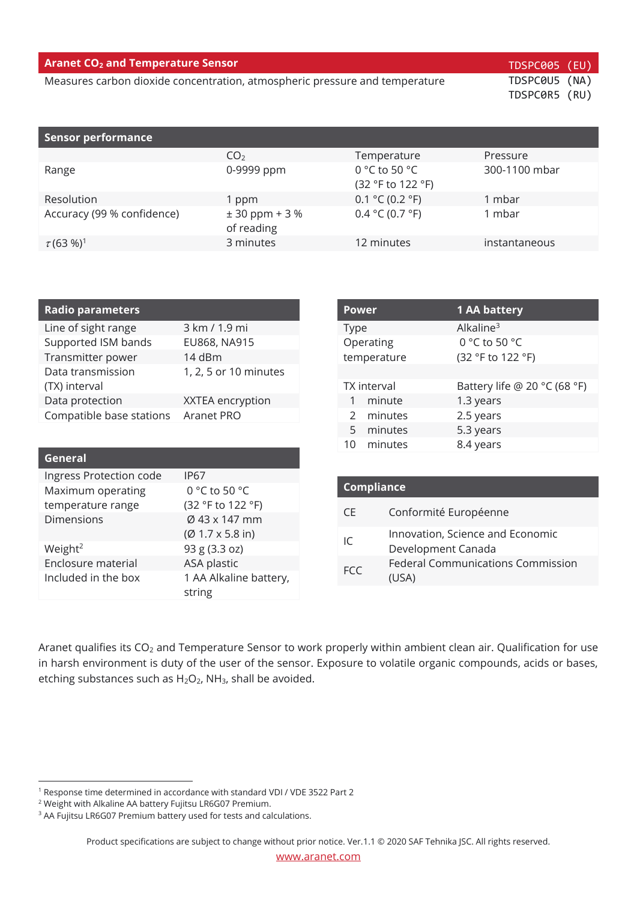## Aranet $CO_2$ and Temperature Sensor

Measures carbon dioxide concentration, atmospheric pressure and temperature

TDSPC005 (EU)
TDSPC0U5 (NA)
TDSPC0R5 (RU)

### Sensor performance

| | $CO_2$ | Temperature | Pressure |
|---|---|---|---|
| Range | 0-9999 ppm | 0 °C to 50 °C (32 °F to 122 °F) | 300-1100 mbar |
| Resolution | 1 ppm | 0.1 °C (0.2 °F) | 1 mbar |
| Accuracy (99 % confidence) | ± 30 ppm + 3 % of reading | 0.4 °C (0.7 °F) | 1 mbar |
| $\tau$ (63 %)[1] | 3 minutes | 12 minutes | instantaneous |

### Radio parameters

| | |
|---|---|
| Line of sight range | 3 km / 1.9 mi |
| Supported ISM bands | EU868, NA915 |
| Transmitter power | 14 dBm |
| Data transmission (TX) interval | 1, 2, 5 or 10 minutes |
| Data protection | XXTEA encryption |
| Compatible base stations | Aranet PRO |

### General

| | |
|---|---|
| Ingress Protection code | IP67 |
| Maximum operating temperature range | 0 °C to 50 °C (32 °F to 122 °F) |
| Dimensions | Ø 43 x 147 mm (Ø 1.7 x 5.8 in) |
| Weight[2] | 93 g (3.3 oz) |
| Enclosure material | ASA plastic |
| Included in the box | 1 AA Alkaline battery, string |

### Power

| Power | 1 AA battery |
|---|---|
| Type | Alkaline[3] |
| Operating temperature | 0 °C to 50 °C (32 °F to 122 °F) |
| | |
| TX interval | Battery life @ 20 °C (68 °F) |
| 1 minute | 1.3 years |
| 2 minutes | 2.5 years |
| 5 minutes | 5.3 years |
| 10 minutes | 8.4 years |

### Compliance

| | |
|---|---|
| CE | Conformité Européenne |
| IC | Innovation, Science and Economic Development Canada |
| FCC | Federal Communications Commission (USA) |

Aranet qualifies its $CO_2$ and Temperature Sensor to work properly within ambient clean air. Qualification for use in harsh environment is duty of the user of the sensor. Exposure to volatile organic compounds, acids or bases, etching substances such as $H_2O_2$, $NH_3$, shall be avoided.

---

[1] Response time determined in accordance with standard VDI / VDE 3522 Part 2
[2] Weight with Alkaline AA battery Fujitsu LR6G07 Premium.
[3] AA Fujitsu LR6G07 Premium battery used for tests and calculations.

Product specifications are subject to change without prior notice. Ver.1.1 © 2020 SAF Tehnika JSC. All rights reserved.
www.aranet.com